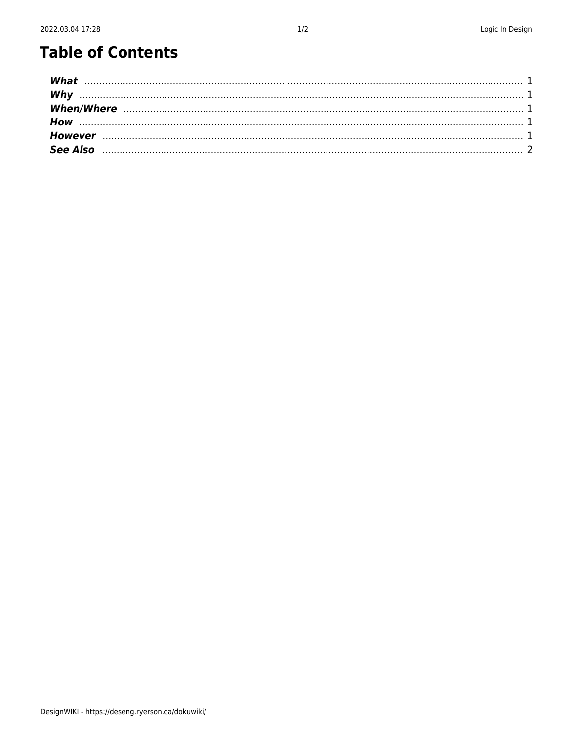# Table of Contents

***What*** ..... 1
***Why*** ..... 1
***When/Where*** ..... 1
***How*** ..... 1
***However*** ..... 1
***See Also*** ..... 2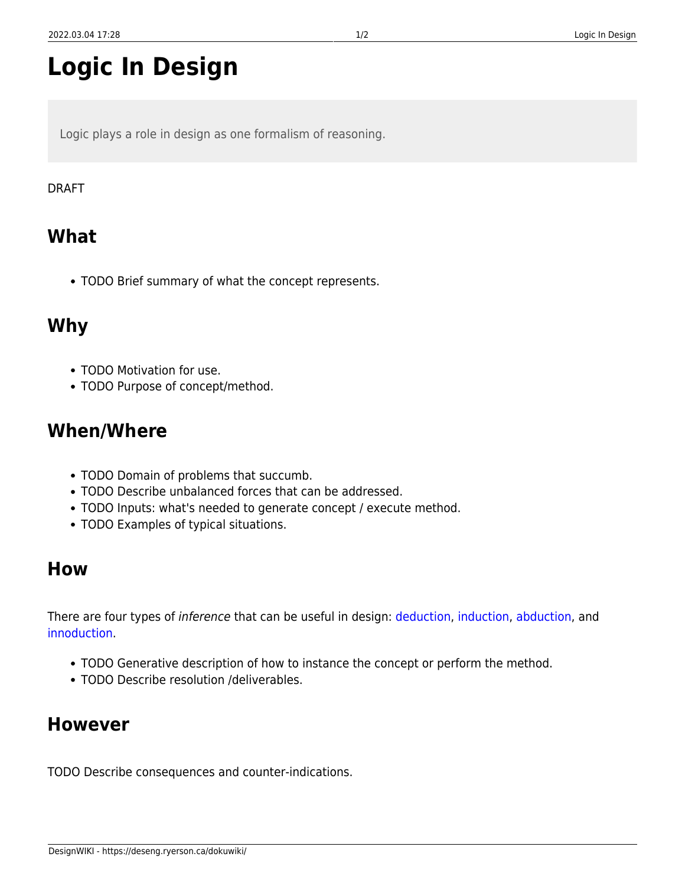# Logic In Design

> Logic plays a role in design as one formalism of reasoning.

DRAFT

## What

- TODO Brief summary of what the concept represents.

## Why

- TODO Motivation for use.
- TODO Purpose of concept/method.

## When/Where

- TODO Domain of problems that succumb.
- TODO Describe unbalanced forces that can be addressed.
- TODO Inputs: what's needed to generate concept / execute method.
- TODO Examples of typical situations.

## How

There are four types of *inference* that can be useful in design: deduction, induction, abduction, and innoduction.

- TODO Generative description of how to instance the concept or perform the method.
- TODO Describe resolution /deliverables.

## However

TODO Describe consequences and counter-indications.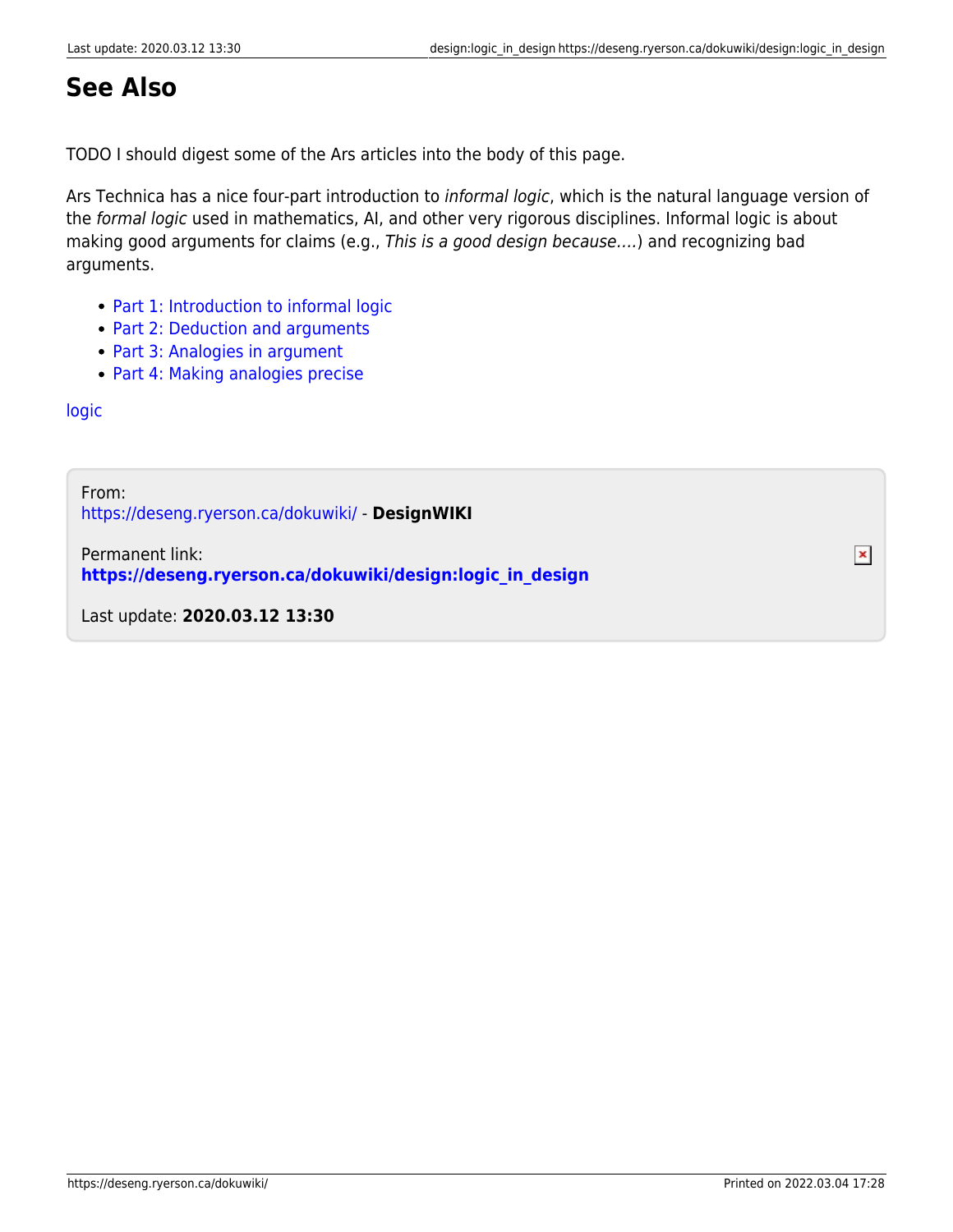## See Also

TODO I should digest some of the Ars articles into the body of this page.

Ars Technica has a nice four-part introduction to *informal logic*, which is the natural language version of the *formal logic* used in mathematics, AI, and other very rigorous disciplines. Informal logic is about making good arguments for claims (e.g., *This is a good design because…*.) and recognizing bad arguments.

- Part 1: Introduction to informal logic
- Part 2: Deduction and arguments
- Part 3: Analogies in argument
- Part 4: Making analogies precise

logic

From:
https://deseng.ryerson.ca/dokuwiki/ - **DesignWIKI**

Permanent link:
**https://deseng.ryerson.ca/dokuwiki/design:logic_in_design**

Last update: **2020.03.12 13:30**